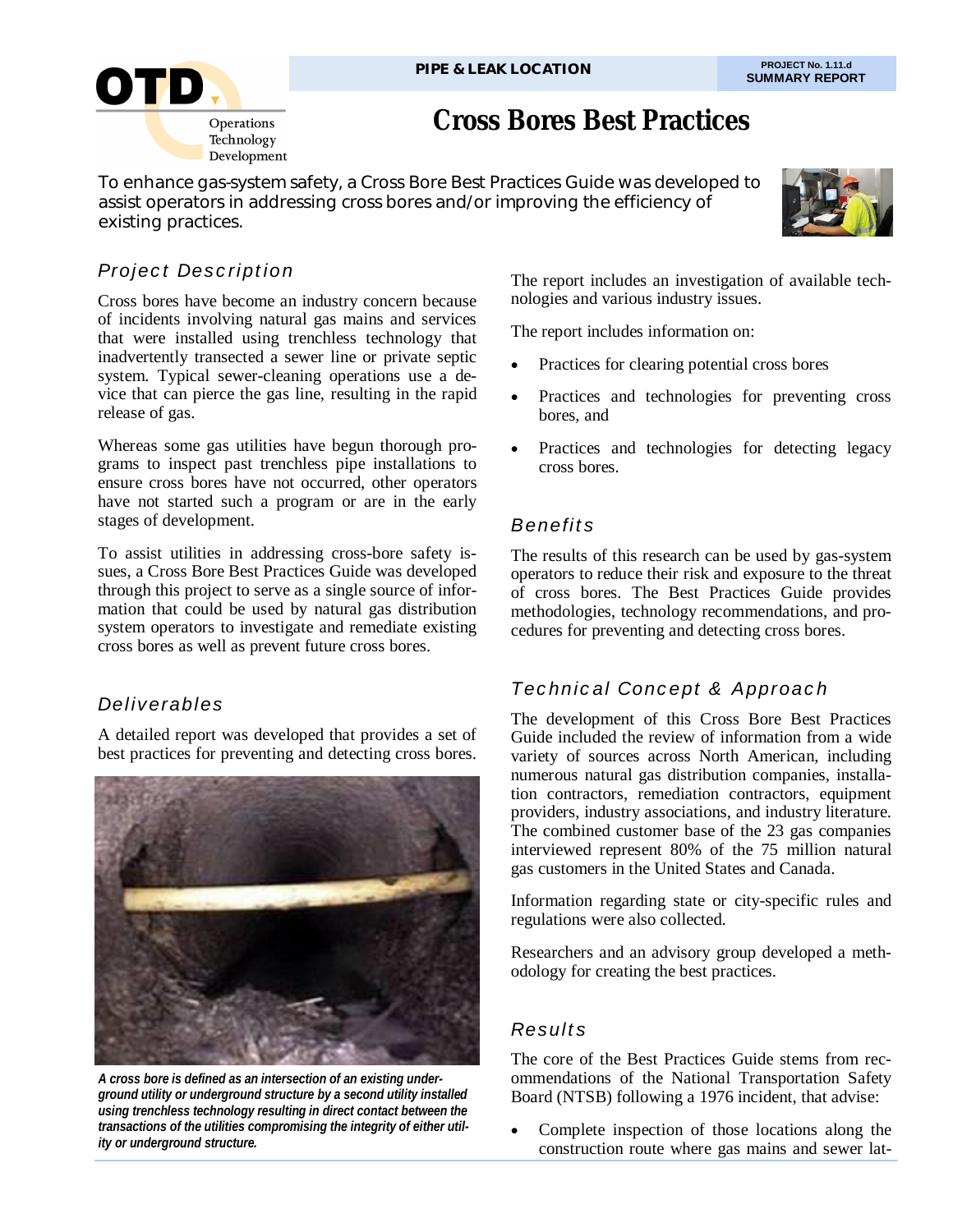PIPE & LEAK LOCATION

PROJECT No. 1.11.d
SUMMARY REPORT

# Cross Bores Best Practices

**To enhance gas-system safety, a Cross Bore Best Practices Guide was developed to assist operators in addressing cross bores and/or improving the efficiency of existing practices.**

## Project Description

Cross bores have become an industry concern because of incidents involving natural gas mains and services that were installed using trenchless technology that inadvertently transected a sewer line or private septic system. Typical sewer-cleaning operations use a device that can pierce the gas line, resulting in the rapid release of gas.

Whereas some gas utilities have begun thorough programs to inspect past trenchless pipe installations to ensure cross bores have not occurred, other operators have not started such a program or are in the early stages of development.

To assist utilities in addressing cross-bore safety issues, a Cross Bore Best Practices Guide was developed through this project to serve as a single source of information that could be used by natural gas distribution system operators to investigate and remediate existing cross bores as well as prevent future cross bores.

## Deliverables

A detailed report was developed that provides a set of best practices for preventing and detecting cross bores.

*A cross bore is defined as an intersection of an existing underground utility or underground structure by a second utility installed using trenchless technology resulting in direct contact between the transactions of the utilities compromising the integrity of either utility or underground structure.*

The report includes an investigation of available technologies and various industry issues.

The report includes information on:

- Practices for clearing potential cross bores
- Practices and technologies for preventing cross bores, and
- Practices and technologies for detecting legacy cross bores.

## Benefits

The results of this research can be used by gas-system operators to reduce their risk and exposure to the threat of cross bores. The Best Practices Guide provides methodologies, technology recommendations, and procedures for preventing and detecting cross bores.

## Technical Concept & Approach

The development of this Cross Bore Best Practices Guide included the review of information from a wide variety of sources across North American, including numerous natural gas distribution companies, installation contractors, remediation contractors, equipment providers, industry associations, and industry literature. The combined customer base of the 23 gas companies interviewed represent 80% of the 75 million natural gas customers in the United States and Canada.

Information regarding state or city-specific rules and regulations were also collected.

Researchers and an advisory group developed a methodology for creating the best practices.

## Results

The core of the Best Practices Guide stems from recommendations of the National Transportation Safety Board (NTSB) following a 1976 incident, that advise:

- Complete inspection of those locations along the construction route where gas mains and sewer lat-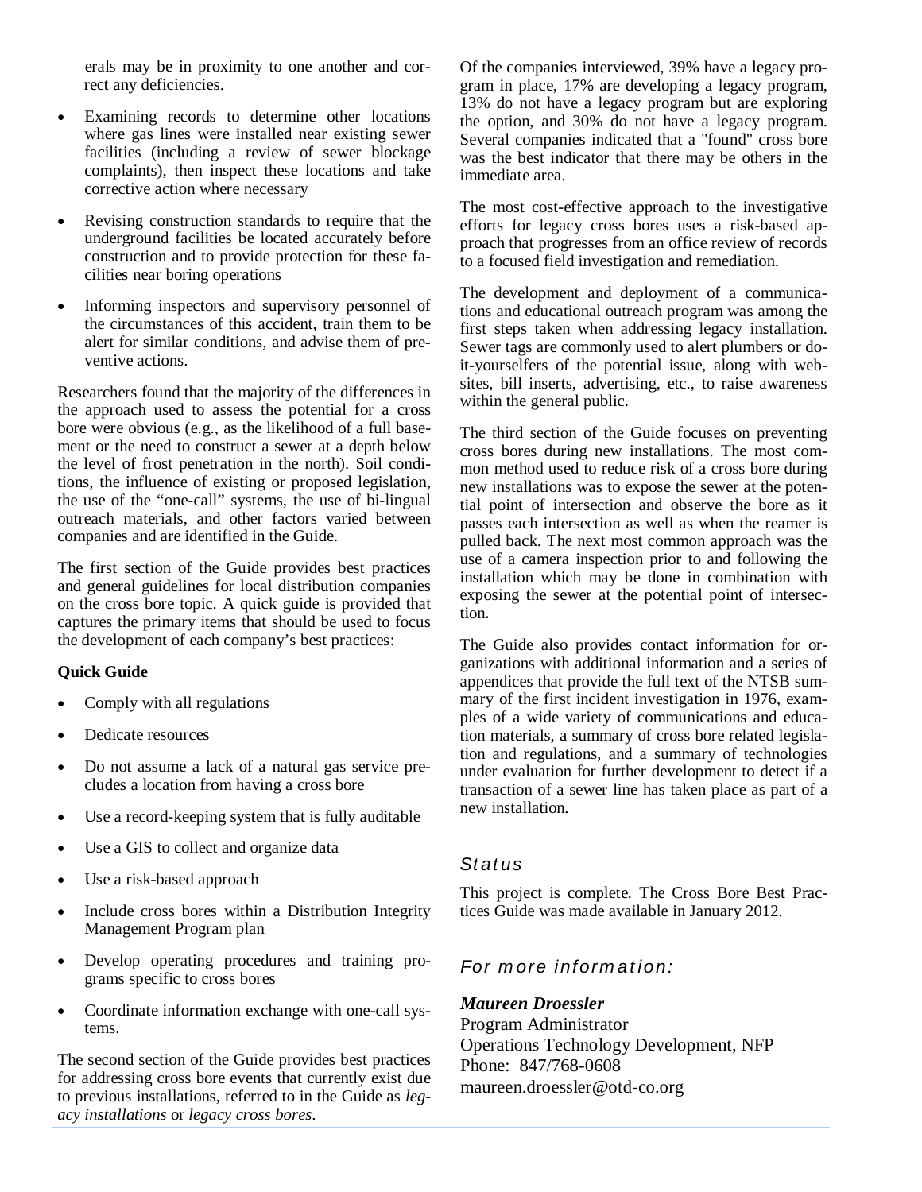erals may be in proximity to one another and correct any deficiencies.

- Examining records to determine other locations where gas lines were installed near existing sewer facilities (including a review of sewer blockage complaints), then inspect these locations and take corrective action where necessary
- Revising construction standards to require that the underground facilities be located accurately before construction and to provide protection for these facilities near boring operations
- Informing inspectors and supervisory personnel of the circumstances of this accident, train them to be alert for similar conditions, and advise them of preventive actions.

Researchers found that the majority of the differences in the approach used to assess the potential for a cross bore were obvious (e.g., as the likelihood of a full basement or the need to construct a sewer at a depth below the level of frost penetration in the north). Soil conditions, the influence of existing or proposed legislation, the use of the "one-call" systems, the use of bi-lingual outreach materials, and other factors varied between companies and are identified in the Guide.

The first section of the Guide provides best practices and general guidelines for local distribution companies on the cross bore topic. A quick guide is provided that captures the primary items that should be used to focus the development of each company's best practices:

**Quick Guide**

- Comply with all regulations
- Dedicate resources
- Do not assume a lack of a natural gas service precludes a location from having a cross bore
- Use a record-keeping system that is fully auditable
- Use a GIS to collect and organize data
- Use a risk-based approach
- Include cross bores within a Distribution Integrity Management Program plan
- Develop operating procedures and training programs specific to cross bores
- Coordinate information exchange with one-call systems.

The second section of the Guide provides best practices for addressing cross bore events that currently exist due to previous installations, referred to in the Guide as *legacy installations* or *legacy cross bores*.

Of the companies interviewed, 39% have a legacy program in place, 17% are developing a legacy program, 13% do not have a legacy program but are exploring the option, and 30% do not have a legacy program. Several companies indicated that a "found" cross bore was the best indicator that there may be others in the immediate area.

The most cost-effective approach to the investigative efforts for legacy cross bores uses a risk-based approach that progresses from an office review of records to a focused field investigation and remediation.

The development and deployment of a communications and educational outreach program was among the first steps taken when addressing legacy installation. Sewer tags are commonly used to alert plumbers or do-it-yourselfers of the potential issue, along with websites, bill inserts, advertising, etc., to raise awareness within the general public.

The third section of the Guide focuses on preventing cross bores during new installations. The most common method used to reduce risk of a cross bore during new installations was to expose the sewer at the potential point of intersection and observe the bore as it passes each intersection as well as when the reamer is pulled back. The next most common approach was the use of a camera inspection prior to and following the installation which may be done in combination with exposing the sewer at the potential point of intersection.

The Guide also provides contact information for organizations with additional information and a series of appendices that provide the full text of the NTSB summary of the first incident investigation in 1976, examples of a wide variety of communications and education materials, a summary of cross bore related legislation and regulations, and a summary of technologies under evaluation for further development to detect if a transaction of a sewer line has taken place as part of a new installation.

## *Status*

This project is complete. The Cross Bore Best Practices Guide was made available in January 2012.

## *For more information:*

***Maureen Droessler***
Program Administrator
Operations Technology Development, NFP
Phone: 847/768-0608
maureen.droessler@otd-co.org